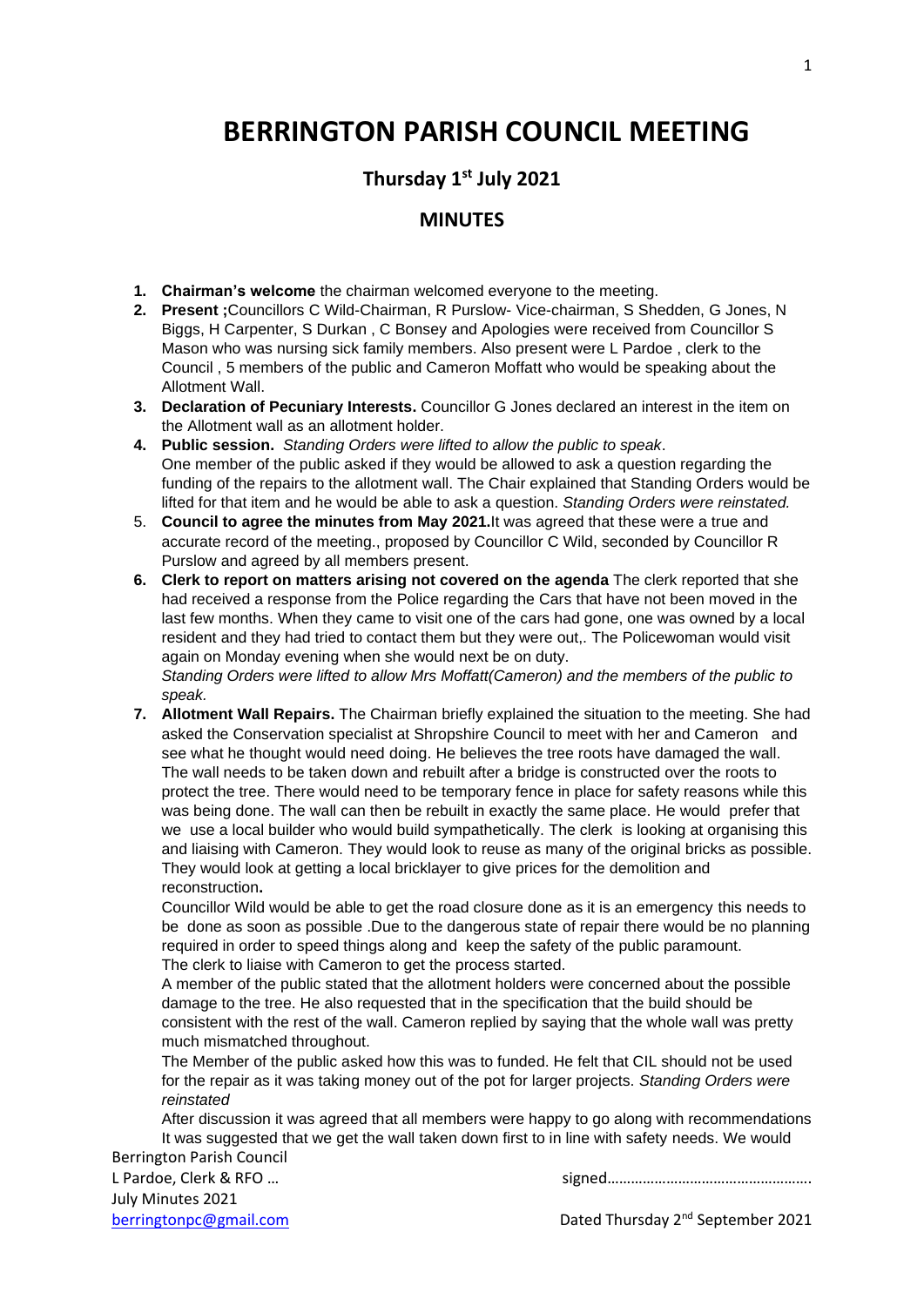# BERRINGTON PARISH COUNCIL MEETING

## Thursday 1st July 2021

## MINUTES

1. **Chairman's welcome** the chairman welcomed everyone to the meeting.
2. **Present ;**Councillors C Wild-Chairman, R Purslow- Vice-chairman, S Shedden, G Jones, N Biggs, H Carpenter, S Durkan , C Bonsey and Apologies were received from Councillor S Mason who was nursing sick family members. Also present were L Pardoe , clerk to the Council , 5 members of the public and Cameron Moffatt who would be speaking about the Allotment Wall.
3. **Declaration of Pecuniary Interests.** Councillor G Jones declared an interest in the item on the Allotment wall as an allotment holder.
4. **Public session.** *Standing Orders were lifted to allow the public to speak*.
   One member of the public asked if they would be allowed to ask a question regarding the funding of the repairs to the allotment wall. The Chair explained that Standing Orders would be lifted for that item and he would be able to ask a question. *Standing Orders were reinstated.*
5. **Council to agree the minutes from May 2021.**It was agreed that these were a true and accurate record of the meeting., proposed by Councillor C Wild, seconded by Councillor R Purslow and agreed by all members present.
6. **Clerk to report on matters arising not covered on the agenda** The clerk reported that she had received a response from the Police regarding the Cars that have not been moved in the last few months. When they came to visit one of the cars had gone, one was owned by a local resident and they had tried to contact them but they were out,. The Policewoman would visit again on Monday evening when she would next be on duty.
   *Standing Orders were lifted to allow Mrs Moffatt(Cameron) and the members of the public to speak.*
7. **Allotment Wall Repairs.** The Chairman briefly explained the situation to the meeting. She had asked the Conservation specialist at Shropshire Council to meet with her and Cameron and see what he thought would need doing. He believes the tree roots have damaged the wall. The wall needs to be taken down and rebuilt after a bridge is constructed over the roots to protect the tree. There would need to be temporary fence in place for safety reasons while this was being done. The wall can then be rebuilt in exactly the same place. He would prefer that we use a local builder who would build sympathetically. The clerk is looking at organising this and liaising with Cameron. They would look to reuse as many of the original bricks as possible. They would look at getting a local bricklayer to give prices for the demolition and reconstruction**.**

   Councillor Wild would be able to get the road closure done as it is an emergency this needs to be done as soon as possible .Due to the dangerous state of repair there would be no planning required in order to speed things along and keep the safety of the public paramount.
   The clerk to liaise with Cameron to get the process started.

   A member of the public stated that the allotment holders were concerned about the possible damage to the tree. He also requested that in the specification that the build should be consistent with the rest of the wall. Cameron replied by saying that the whole wall was pretty much mismatched throughout.

   The Member of the public asked how this was to funded. He felt that CIL should not be used for the repair as it was taking money out of the pot for larger projects. *Standing Orders were reinstated*

   After discussion it was agreed that all members were happy to go along with recommendations It was suggested that we get the wall taken down first to in line with safety needs. We would

Berrington Parish Council
L Pardoe, Clerk & RFO … signed…………………………………………….
July Minutes 2021
berringtonpc@gmail.com Dated Thursday 2nd September 2021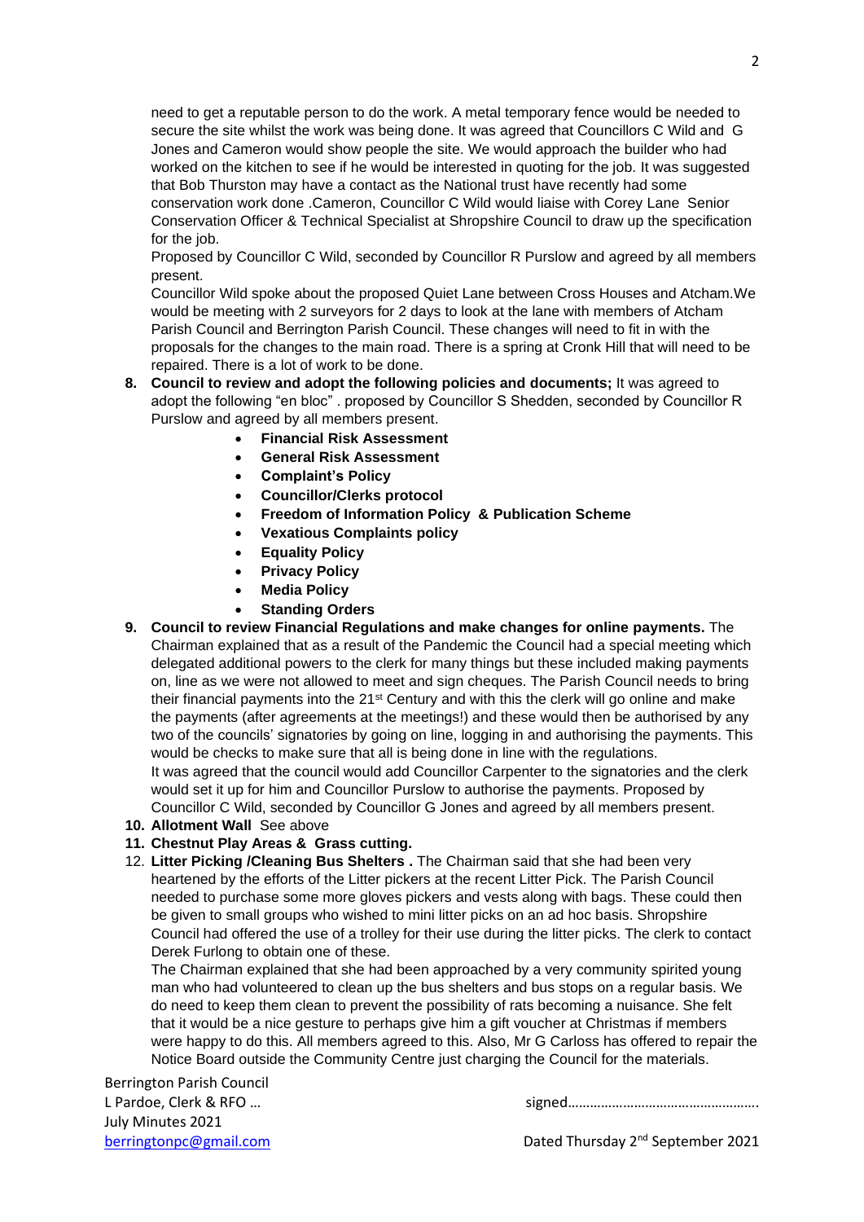need to get a reputable person to do the work. A metal temporary fence would be needed to secure the site whilst the work was being done. It was agreed that Councillors C Wild and G Jones and Cameron would show people the site. We would approach the builder who had worked on the kitchen to see if he would be interested in quoting for the job. It was suggested that Bob Thurston may have a contact as the National trust have recently had some conservation work done .Cameron, Councillor C Wild would liaise with Corey Lane Senior Conservation Officer & Technical Specialist at Shropshire Council to draw up the specification for the job.

Proposed by Councillor C Wild, seconded by Councillor R Purslow and agreed by all members present.

Councillor Wild spoke about the proposed Quiet Lane between Cross Houses and Atcham.We would be meeting with 2 surveyors for 2 days to look at the lane with members of Atcham Parish Council and Berrington Parish Council. These changes will need to fit in with the proposals for the changes to the main road. There is a spring at Cronk Hill that will need to be repaired. There is a lot of work to be done.

8. **Council to review and adopt the following policies and documents;** It was agreed to adopt the following "en bloc" . proposed by Councillor S Shedden, seconded by Councillor R Purslow and agreed by all members present.
   - **Financial Risk Assessment**
   - **General Risk Assessment**
   - **Complaint's Policy**
   - **Councillor/Clerks protocol**
   - **Freedom of Information Policy & Publication Scheme**
   - **Vexatious Complaints policy**
   - **Equality Policy**
   - **Privacy Policy**
   - **Media Policy**
   - **Standing Orders**
9. **Council to review Financial Regulations and make changes for online payments.** The Chairman explained that as a result of the Pandemic the Council had a special meeting which delegated additional powers to the clerk for many things but these included making payments on, line as we were not allowed to meet and sign cheques. The Parish Council needs to bring their financial payments into the 21st Century and with this the clerk will go online and make the payments (after agreements at the meetings!) and these would then be authorised by any two of the councils' signatories by going on line, logging in and authorising the payments. This would be checks to make sure that all is being done in line with the regulations.

   It was agreed that the council would add Councillor Carpenter to the signatories and the clerk would set it up for him and Councillor Purslow to authorise the payments. Proposed by Councillor C Wild, seconded by Councillor G Jones and agreed by all members present.
10. **Allotment Wall** See above
11. **Chestnut Play Areas & Grass cutting.**
12. **Litter Picking /Cleaning Bus Shelters .** The Chairman said that she had been very heartened by the efforts of the Litter pickers at the recent Litter Pick. The Parish Council needed to purchase some more gloves pickers and vests along with bags. These could then be given to small groups who wished to mini litter picks on an ad hoc basis. Shropshire Council had offered the use of a trolley for their use during the litter picks. The clerk to contact Derek Furlong to obtain one of these.

    The Chairman explained that she had been approached by a very community spirited young man who had volunteered to clean up the bus shelters and bus stops on a regular basis. We do need to keep them clean to prevent the possibility of rats becoming a nuisance. She felt that it would be a nice gesture to perhaps give him a gift voucher at Christmas if members were happy to do this. All members agreed to this. Also, Mr G Carloss has offered to repair the Notice Board outside the Community Centre just charging the Council for the materials.

Berrington Parish Council
L Pardoe, Clerk & RFO …
July Minutes 2021
berringtonpc@gmail.com

signed…………………………………………….
Dated Thursday 2nd September 2021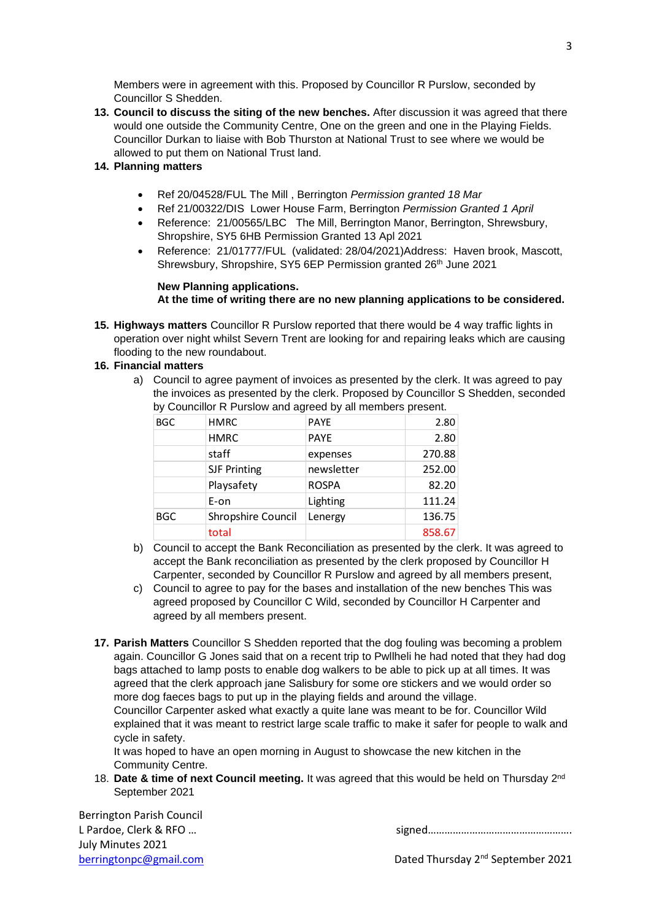Members were in agreement with this. Proposed by Councillor R Purslow, seconded by Councillor S Shedden.

13. **Council to discuss the siting of the new benches.** After discussion it was agreed that there would one outside the Community Centre, One on the green and one in the Playing Fields. Councillor Durkan to liaise with Bob Thurston at National Trust to see where we would be allowed to put them on National Trust land.

14. **Planning matters**

    - Ref 20/04528/FUL The Mill , Berrington *Permission granted 18 Mar*
    - Ref 21/00322/DIS Lower House Farm, Berrington *Permission Granted 1 April*
    - Reference: 21/00565/LBC The Mill, Berrington Manor, Berrington, Shrewsbury, Shropshire, SY5 6HB Permission Granted 13 Apl 2021
    - Reference: 21/01777/FUL (validated: 28/04/2021)Address: Haven brook, Mascott, Shrewsbury, Shropshire, SY5 6EP Permission granted 26th June 2021

    **New Planning applications.**
    **At the time of writing there are no new planning applications to be considered.**

15. **Highways matters** Councillor R Purslow reported that there would be 4 way traffic lights in operation over night whilst Severn Trent are looking for and repairing leaks which are causing flooding to the new roundabout.

16. **Financial matters**

    a) Council to agree payment of invoices as presented by the clerk. It was agreed to pay the invoices as presented by the clerk. Proposed by Councillor S Shedden, seconded by Councillor R Purslow and agreed by all members present.

| BGC | HMRC | PAYE | 2.80 |
|---|---|---|---|
| | HMRC | PAYE | 2.80 |
| | staff | expenses | 270.88 |
| | SJF Printing | newsletter | 252.00 |
| | Playsafety | ROSPA | 82.20 |
| | E-on | Lighting | 111.24 |
| BGC | Shropshire Council | Lenergy | 136.75 |
| | total | | 858.67 |

    b) Council to accept the Bank Reconciliation as presented by the clerk. It was agreed to accept the Bank reconciliation as presented by the clerk proposed by Councillor H Carpenter, seconded by Councillor R Purslow and agreed by all members present,

    c) Council to agree to pay for the bases and installation of the new benches This was agreed proposed by Councillor C Wild, seconded by Councillor H Carpenter and agreed by all members present.

17. **Parish Matters** Councillor S Shedden reported that the dog fouling was becoming a problem again. Councillor G Jones said that on a recent trip to Pwllheli he had noted that they had dog bags attached to lamp posts to enable dog walkers to be able to pick up at all times. It was agreed that the clerk approach jane Salisbury for some ore stickers and we would order so more dog faeces bags to put up in the playing fields and around the village.
    Councillor Carpenter asked what exactly a quite lane was meant to be for. Councillor Wild explained that it was meant to restrict large scale traffic to make it safer for people to walk and cycle in safety.
    It was hoped to have an open morning in August to showcase the new kitchen in the Community Centre.

18. **Date & time of next Council meeting.** It was agreed that this would be held on Thursday 2nd September 2021

Berrington Parish Council
L Pardoe, Clerk & RFO …
July Minutes 2021
berringtonpc@gmail.com

signed…………………………………………….

Dated Thursday 2nd September 2021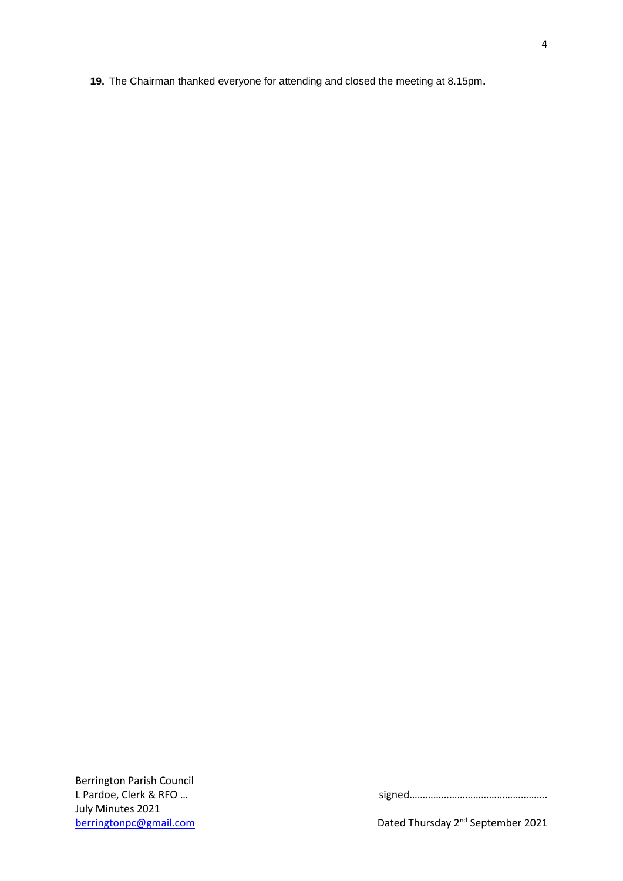**19.** The Chairman thanked everyone for attending and closed the meeting at 8.15pm**.**

Berrington Parish Council
L Pardoe, Clerk & RFO …
July Minutes 2021
berringtonpc@gmail.com

signed…………………………………………….

Dated Thursday 2nd September 2021